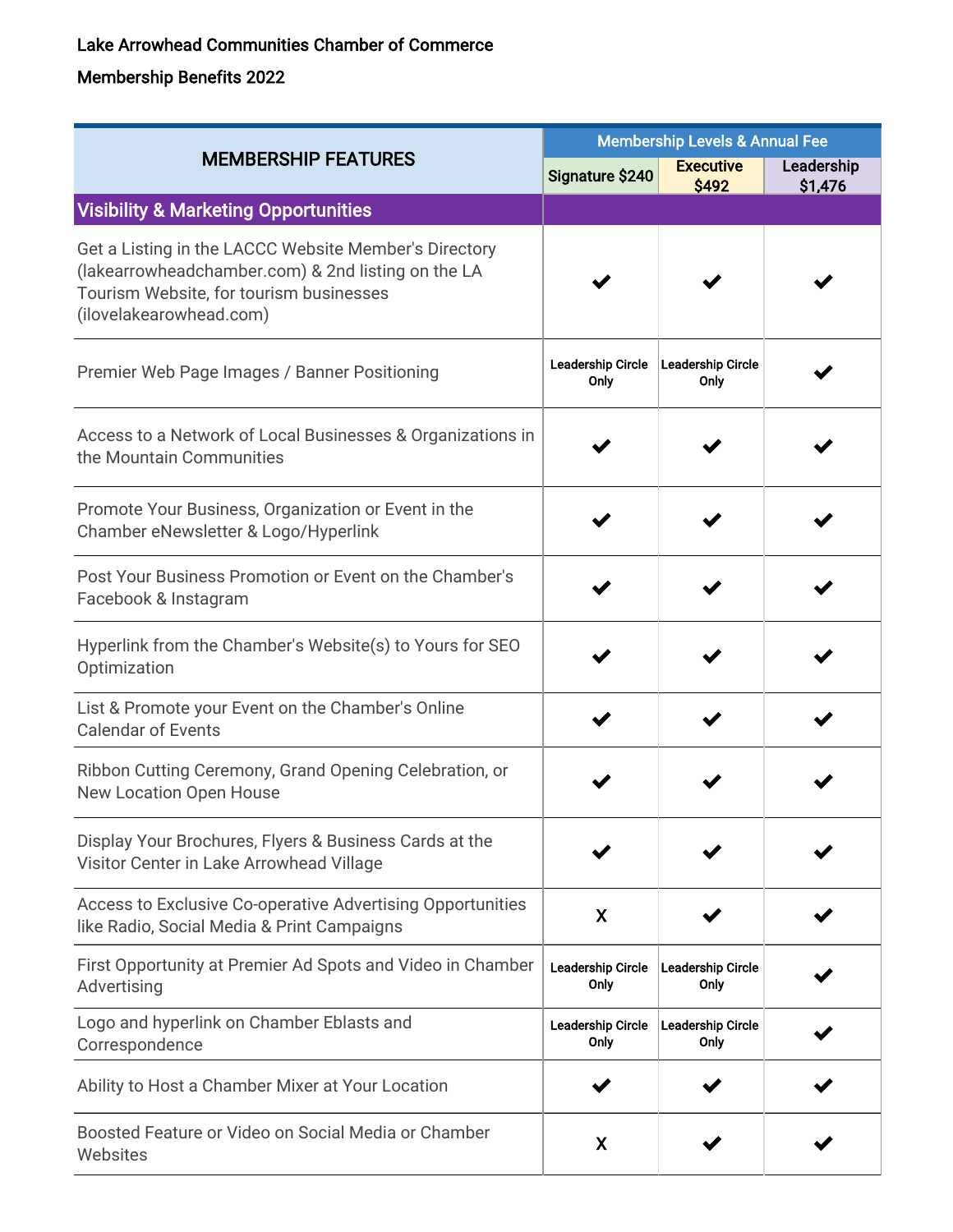Lake Arrowhead Communities Chamber of Commerce

Membership Benefits 2022

| MEMBERSHIP FEATURES | Membership Levels & Annual Fee | | |
|---|---|---|---|
| | Signature $240 | Executive $492 | Leadership $1,476 |
| **Visibility & Marketing Opportunities** | | | |
| Get a Listing in the LACCC Website Member's Directory (lakearrowheadchamber.com) & 2nd listing on the LA Tourism Website, for tourism businesses (ilovelakearowhead.com) | ✔ | ✔ | ✔ |
| Premier Web Page Images / Banner Positioning | Leadership Circle Only | Leadership Circle Only | ✔ |
| Access to a Network of Local Businesses & Organizations in the Mountain Communities | ✔ | ✔ | ✔ |
| Promote Your Business, Organization or Event in the Chamber eNewsletter & Logo/Hyperlink | ✔ | ✔ | ✔ |
| Post Your Business Promotion or Event on the Chamber's Facebook & Instagram | ✔ | ✔ | ✔ |
| Hyperlink from the Chamber's Website(s) to Yours for SEO Optimization | ✔ | ✔ | ✔ |
| List & Promote your Event on the Chamber's Online Calendar of Events | ✔ | ✔ | ✔ |
| Ribbon Cutting Ceremony, Grand Opening Celebration, or New Location Open House | ✔ | ✔ | ✔ |
| Display Your Brochures, Flyers & Business Cards at the Visitor Center in Lake Arrowhead Village | ✔ | ✔ | ✔ |
| Access to Exclusive Co-operative Advertising Opportunities like Radio, Social Media & Print Campaigns | X | ✔ | ✔ |
| First Opportunity at Premier Ad Spots and Video in Chamber Advertising | Leadership Circle Only | Leadership Circle Only | ✔ |
| Logo and hyperlink on Chamber Eblasts and Correspondence | Leadership Circle Only | Leadership Circle Only | ✔ |
| Ability to Host a Chamber Mixer at Your Location | ✔ | ✔ | ✔ |
| Boosted Feature or Video on Social Media or Chamber Websites | X | ✔ | ✔ |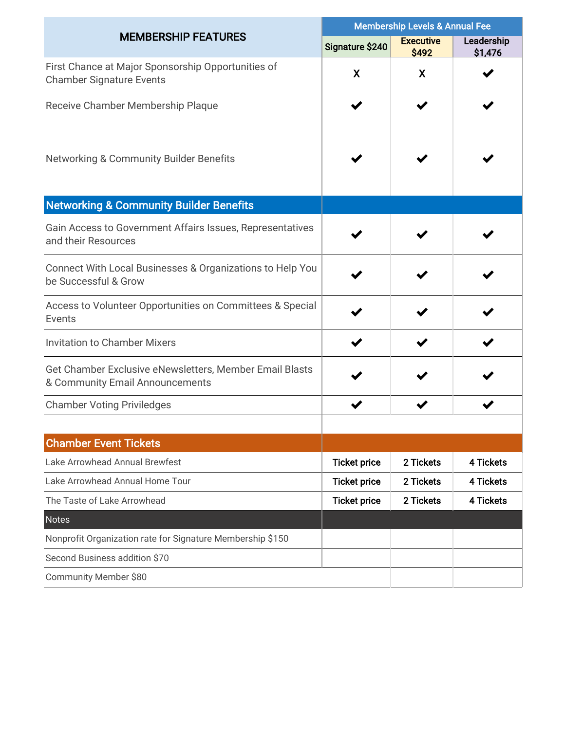| MEMBERSHIP FEATURES | Membership Levels & Annual Fee | | |
|---|---|---|---|
| | Signature $240 | Executive $492 | Leadership $1,476 |
| First Chance at Major Sponsorship Opportunities of Chamber Signature Events | X | X | ✔ |
| Receive Chamber Membership Plaque | ✔ | ✔ | ✔ |
| Networking & Community Builder Benefits | ✔ | ✔ | ✔ |
| **Networking & Community Builder Benefits** | | | |
| Gain Access to Government Affairs Issues, Representatives and their Resources | ✔ | ✔ | ✔ |
| Connect With Local Businesses & Organizations to Help You be Successful & Grow | ✔ | ✔ | ✔ |
| Access to Volunteer Opportunities on Committees & Special Events | ✔ | ✔ | ✔ |
| Invitation to Chamber Mixers | ✔ | ✔ | ✔ |
| Get Chamber Exclusive eNewsletters, Member Email Blasts & Community Email Announcements | ✔ | ✔ | ✔ |
| Chamber Voting Priviledges | ✔ | ✔ | ✔ |
| **Chamber Event Tickets** | | | |
| Lake Arrowhead Annual Brewfest | Ticket price | 2 Tickets | 4 Tickets |
| Lake Arrowhead Annual Home Tour | Ticket price | 2 Tickets | 4 Tickets |
| The Taste of Lake Arrowhead | Ticket price | 2 Tickets | 4 Tickets |
| **Notes** | | | |
| Nonprofit Organization rate for Signature Membership $150 | | | |
| Second Business addition $70 | | | |
| Community Member $80 | | | |